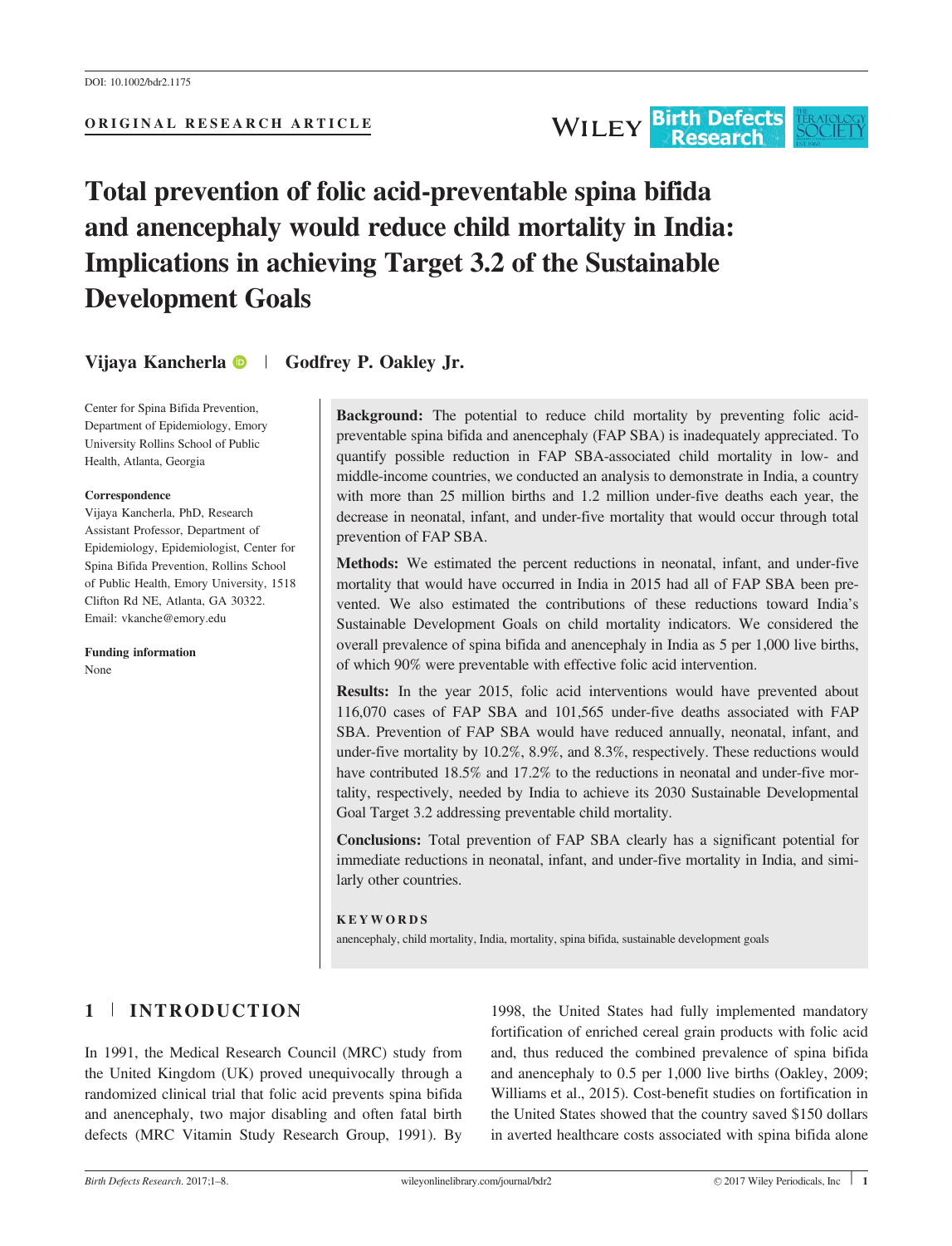DOI: 10.1002/bdr2.1175

ORIGINAL RESEARCH ARTICLE

# Total prevention of folic acid-preventable spina bifida and anencephaly would reduce child mortality in India: Implications in achieving Target 3.2 of the Sustainable Development Goals

**Vijaya Kancherla** | **Godfrey P. Oakley Jr.**

Center for Spina Bifida Prevention, Department of Epidemiology, Emory University Rollins School of Public Health, Atlanta, Georgia

**Correspondence**
Vijaya Kancherla, PhD, Research Assistant Professor, Department of Epidemiology, Epidemiologist, Center for Spina Bifida Prevention, Rollins School of Public Health, Emory University, 1518 Clifton Rd NE, Atlanta, GA 30322.
Email: vkanche@emory.edu

**Funding information**
None

**Background:** The potential to reduce child mortality by preventing folic acid-preventable spina bifida and anencephaly (FAP SBA) is inadequately appreciated. To quantify possible reduction in FAP SBA-associated child mortality in low- and middle-income countries, we conducted an analysis to demonstrate in India, a country with more than 25 million births and 1.2 million under-five deaths each year, the decrease in neonatal, infant, and under-five mortality that would occur through total prevention of FAP SBA.

**Methods:** We estimated the percent reductions in neonatal, infant, and under-five mortality that would have occurred in India in 2015 had all of FAP SBA been prevented. We also estimated the contributions of these reductions toward India's Sustainable Development Goals on child mortality indicators. We considered the overall prevalence of spina bifida and anencephaly in India as 5 per 1,000 live births, of which 90% were preventable with effective folic acid intervention.

**Results:** In the year 2015, folic acid interventions would have prevented about 116,070 cases of FAP SBA and 101,565 under-five deaths associated with FAP SBA. Prevention of FAP SBA would have reduced annually, neonatal, infant, and under-five mortality by 10.2%, 8.9%, and 8.3%, respectively. These reductions would have contributed 18.5% and 17.2% to the reductions in neonatal and under-five mortality, respectively, needed by India to achieve its 2030 Sustainable Developmental Goal Target 3.2 addressing preventable child mortality.

**Conclusions:** Total prevention of FAP SBA clearly has a significant potential for immediate reductions in neonatal, infant, and under-five mortality in India, and similarly other countries.

**KEYWORDS**
anencephaly, child mortality, India, mortality, spina bifida, sustainable development goals

## 1 | INTRODUCTION

In 1991, the Medical Research Council (MRC) study from the United Kingdom (UK) proved unequivocally through a randomized clinical trial that folic acid prevents spina bifida and anencephaly, two major disabling and often fatal birth defects (MRC Vitamin Study Research Group, 1991). By 1998, the United States had fully implemented mandatory fortification of enriched cereal grain products with folic acid and, thus reduced the combined prevalence of spina bifida and anencephaly to 0.5 per 1,000 live births (Oakley, 2009; Williams et al., 2015). Cost-benefit studies on fortification in the United States showed that the country saved $150 dollars in averted healthcare costs associated with spina bifida alone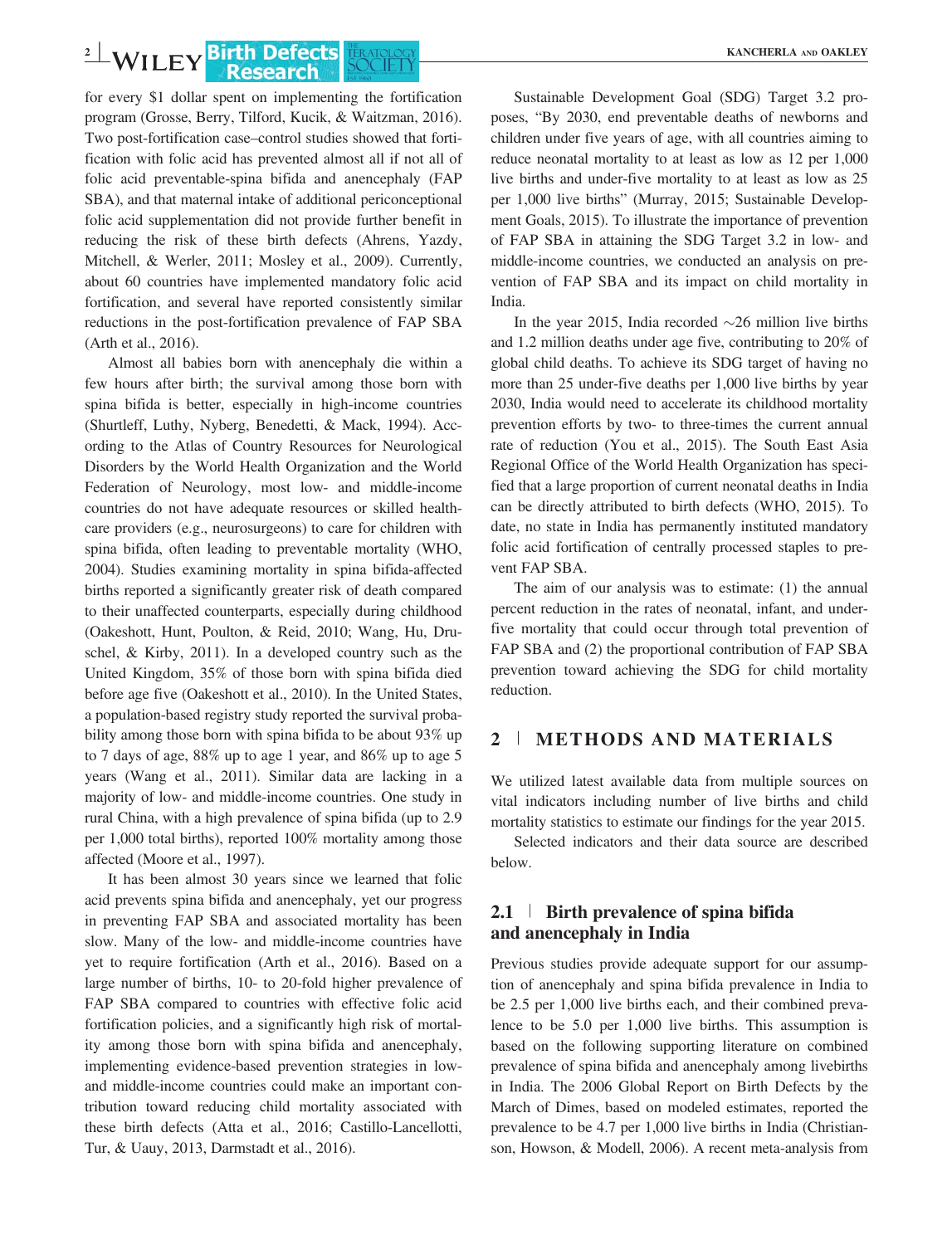for every $1 dollar spent on implementing the fortification program (Grosse, Berry, Tilford, Kucik, & Waitzman, 2016). Two post-fortification case–control studies showed that fortification with folic acid has prevented almost all if not all of folic acid preventable-spina bifida and anencephaly (FAP SBA), and that maternal intake of additional periconceptional folic acid supplementation did not provide further benefit in reducing the risk of these birth defects (Ahrens, Yazdy, Mitchell, & Werler, 2011; Mosley et al., 2009). Currently, about 60 countries have implemented mandatory folic acid fortification, and several have reported consistently similar reductions in the post-fortification prevalence of FAP SBA (Arth et al., 2016).

Almost all babies born with anencephaly die within a few hours after birth; the survival among those born with spina bifida is better, especially in high-income countries (Shurtleff, Luthy, Nyberg, Benedetti, & Mack, 1994). According to the Atlas of Country Resources for Neurological Disorders by the World Health Organization and the World Federation of Neurology, most low- and middle-income countries do not have adequate resources or skilled healthcare providers (e.g., neurosurgeons) to care for children with spina bifida, often leading to preventable mortality (WHO, 2004). Studies examining mortality in spina bifida-affected births reported a significantly greater risk of death compared to their unaffected counterparts, especially during childhood (Oakeshott, Hunt, Poulton, & Reid, 2010; Wang, Hu, Druschel, & Kirby, 2011). In a developed country such as the United Kingdom, 35% of those born with spina bifida died before age five (Oakeshott et al., 2010). In the United States, a population-based registry study reported the survival probability among those born with spina bifida to be about 93% up to 7 days of age, 88% up to age 1 year, and 86% up to age 5 years (Wang et al., 2011). Similar data are lacking in a majority of low- and middle-income countries. One study in rural China, with a high prevalence of spina bifida (up to 2.9 per 1,000 total births), reported 100% mortality among those affected (Moore et al., 1997).

It has been almost 30 years since we learned that folic acid prevents spina bifida and anencephaly, yet our progress in preventing FAP SBA and associated mortality has been slow. Many of the low- and middle-income countries have yet to require fortification (Arth et al., 2016). Based on a large number of births, 10- to 20-fold higher prevalence of FAP SBA compared to countries with effective folic acid fortification policies, and a significantly high risk of mortality among those born with spina bifida and anencephaly, implementing evidence-based prevention strategies in low- and middle-income countries could make an important contribution toward reducing child mortality associated with these birth defects (Atta et al., 2016; Castillo-Lancellotti, Tur, & Uauy, 2013, Darmstadt et al., 2016).

Sustainable Development Goal (SDG) Target 3.2 proposes, "By 2030, end preventable deaths of newborns and children under five years of age, with all countries aiming to reduce neonatal mortality to at least as low as 12 per 1,000 live births and under-five mortality to at least as low as 25 per 1,000 live births" (Murray, 2015; Sustainable Development Goals, 2015). To illustrate the importance of prevention of FAP SBA in attaining the SDG Target 3.2 in low- and middle-income countries, we conducted an analysis on prevention of FAP SBA and its impact on child mortality in India.

In the year 2015, India recorded ~26 million live births and 1.2 million deaths under age five, contributing to 20% of global child deaths. To achieve its SDG target of having no more than 25 under-five deaths per 1,000 live births by year 2030, India would need to accelerate its childhood mortality prevention efforts by two- to three-times the current annual rate of reduction (You et al., 2015). The South East Asia Regional Office of the World Health Organization has specified that a large proportion of current neonatal deaths in India can be directly attributed to birth defects (WHO, 2015). To date, no state in India has permanently instituted mandatory folic acid fortification of centrally processed staples to prevent FAP SBA.

The aim of our analysis was to estimate: (1) the annual percent reduction in the rates of neonatal, infant, and under-five mortality that could occur through total prevention of FAP SBA and (2) the proportional contribution of FAP SBA prevention toward achieving the SDG for child mortality reduction.

## 2 | METHODS AND MATERIALS

We utilized latest available data from multiple sources on vital indicators including number of live births and child mortality statistics to estimate our findings for the year 2015.

Selected indicators and their data source are described below.

### 2.1 | Birth prevalence of spina bifida and anencephaly in India

Previous studies provide adequate support for our assumption of anencephaly and spina bifida prevalence in India to be 2.5 per 1,000 live births each, and their combined prevalence to be 5.0 per 1,000 live births. This assumption is based on the following supporting literature on combined prevalence of spina bifida and anencephaly among livebirths in India. The 2006 Global Report on Birth Defects by the March of Dimes, based on modeled estimates, reported the prevalence to be 4.7 per 1,000 live births in India (Christianson, Howson, & Modell, 2006). A recent meta-analysis from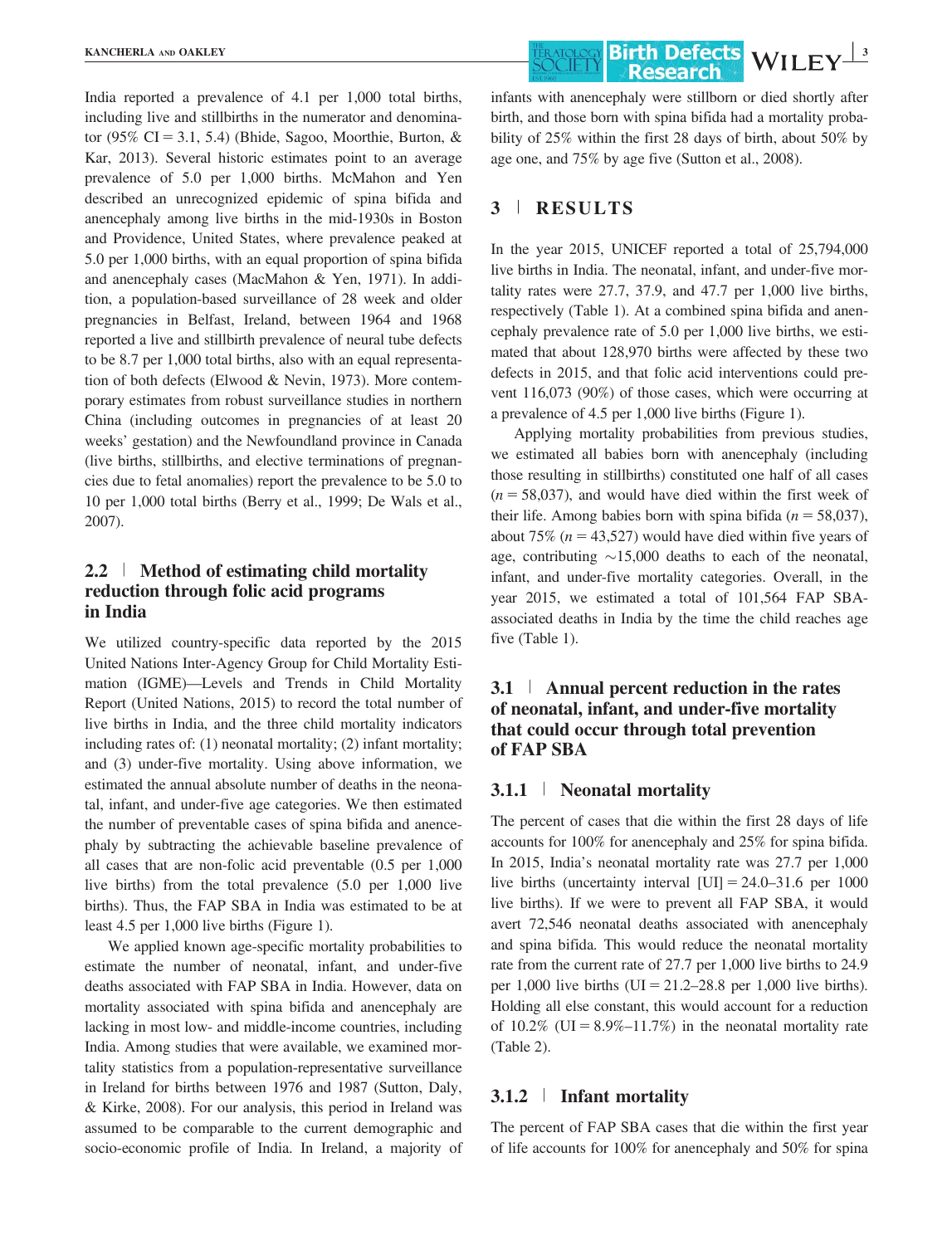India reported a prevalence of 4.1 per 1,000 total births, including live and stillbirths in the numerator and denominator (95% CI = 3.1, 5.4) (Bhide, Sagoo, Moorthie, Burton, & Kar, 2013). Several historic estimates point to an average prevalence of 5.0 per 1,000 births. McMahon and Yen described an unrecognized epidemic of spina bifida and anencephaly among live births in the mid-1930s in Boston and Providence, United States, where prevalence peaked at 5.0 per 1,000 births, with an equal proportion of spina bifida and anencephaly cases (MacMahon & Yen, 1971). In addition, a population-based surveillance of 28 week and older pregnancies in Belfast, Ireland, between 1964 and 1968 reported a live and stillbirth prevalence of neural tube defects to be 8.7 per 1,000 total births, also with an equal representation of both defects (Elwood & Nevin, 1973). More contemporary estimates from robust surveillance studies in northern China (including outcomes in pregnancies of at least 20 weeks' gestation) and the Newfoundland province in Canada (live births, stillbirths, and elective terminations of pregnancies due to fetal anomalies) report the prevalence to be 5.0 to 10 per 1,000 total births (Berry et al., 1999; De Wals et al., 2007).

## 2.2 | Method of estimating child mortality reduction through folic acid programs in India

We utilized country-specific data reported by the 2015 United Nations Inter-Agency Group for Child Mortality Estimation (IGME)—Levels and Trends in Child Mortality Report (United Nations, 2015) to record the total number of live births in India, and the three child mortality indicators including rates of: (1) neonatal mortality; (2) infant mortality; and (3) under-five mortality. Using above information, we estimated the annual absolute number of deaths in the neonatal, infant, and under-five age categories. We then estimated the number of preventable cases of spina bifida and anencephaly by subtracting the achievable baseline prevalence of all cases that are non-folic acid preventable (0.5 per 1,000 live births) from the total prevalence (5.0 per 1,000 live births). Thus, the FAP SBA in India was estimated to be at least 4.5 per 1,000 live births (Figure 1).

We applied known age-specific mortality probabilities to estimate the number of neonatal, infant, and under-five deaths associated with FAP SBA in India. However, data on mortality associated with spina bifida and anencephaly are lacking in most low- and middle-income countries, including India. Among studies that were available, we examined mortality statistics from a population-representative surveillance in Ireland for births between 1976 and 1987 (Sutton, Daly, & Kirke, 2008). For our analysis, this period in Ireland was assumed to be comparable to the current demographic and socio-economic profile of India. In Ireland, a majority of infants with anencephaly were stillborn or died shortly after birth, and those born with spina bifida had a mortality probability of 25% within the first 28 days of birth, about 50% by age one, and 75% by age five (Sutton et al., 2008).

# 3 | RESULTS

In the year 2015, UNICEF reported a total of 25,794,000 live births in India. The neonatal, infant, and under-five mortality rates were 27.7, 37.9, and 47.7 per 1,000 live births, respectively (Table 1). At a combined spina bifida and anencephaly prevalence rate of 5.0 per 1,000 live births, we estimated that about 128,970 births were affected by these two defects in 2015, and that folic acid interventions could prevent 116,073 (90%) of those cases, which were occurring at a prevalence of 4.5 per 1,000 live births (Figure 1).

Applying mortality probabilities from previous studies, we estimated all babies born with anencephaly (including those resulting in stillbirths) constituted one half of all cases ($n = 58{,}037$), and would have died within the first week of their life. Among babies born with spina bifida ($n = 58{,}037$), about 75% ($n = 43{,}527$) would have died within five years of age, contributing ~15,000 deaths to each of the neonatal, infant, and under-five mortality categories. Overall, in the year 2015, we estimated a total of 101,564 FAP SBA-associated deaths in India by the time the child reaches age five (Table 1).

## 3.1 | Annual percent reduction in the rates of neonatal, infant, and under-five mortality that could occur through total prevention of FAP SBA

### 3.1.1 | Neonatal mortality

The percent of cases that die within the first 28 days of life accounts for 100% for anencephaly and 25% for spina bifida. In 2015, India's neonatal mortality rate was 27.7 per 1,000 live births (uncertainty interval [UI] = 24.0–31.6 per 1000 live births). If we were to prevent all FAP SBA, it would avert 72,546 neonatal deaths associated with anencephaly and spina bifida. This would reduce the neonatal mortality rate from the current rate of 27.7 per 1,000 live births to 24.9 per 1,000 live births (UI = 21.2–28.8 per 1,000 live births). Holding all else constant, this would account for a reduction of 10.2% (UI = 8.9%–11.7%) in the neonatal mortality rate (Table 2).

### 3.1.2 | Infant mortality

The percent of FAP SBA cases that die within the first year of life accounts for 100% for anencephaly and 50% for spina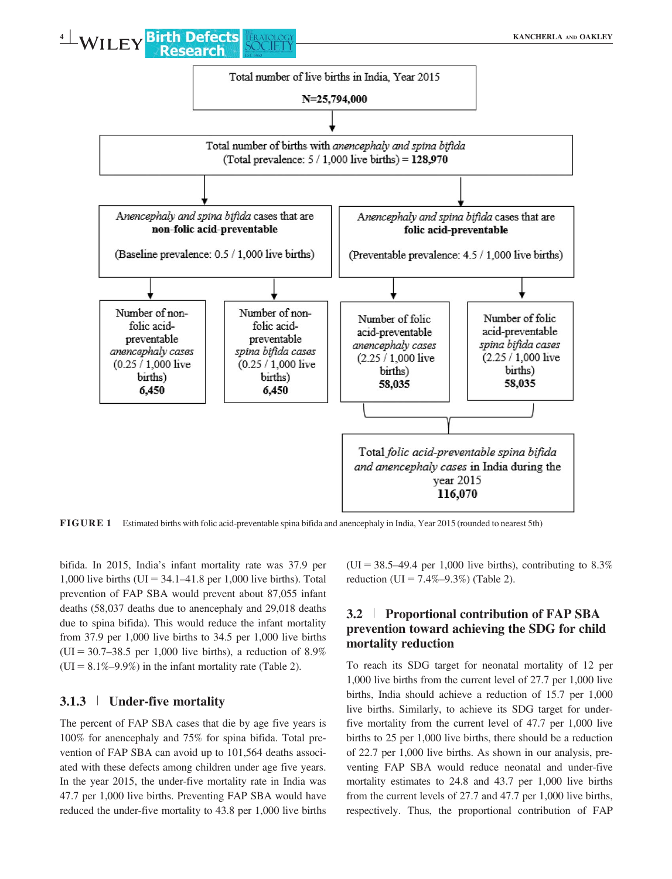Total number of live births in India, Year 2015

**N=25,794,000**

Total number of births with *anencephaly and spina bifida* (Total prevalence: 5 / 1,000 live births) = **128,970**

*Anencephaly and spina bifida* cases that are **non-folic acid-preventable** (Baseline prevalence: 0.5 / 1,000 live births)

*Anencephaly and spina bifida* cases that are **folic acid-preventable** (Preventable prevalence: 4.5 / 1,000 live births)

Number of non-folic acid-preventable *anencephaly cases* (0.25 / 1,000 live births) **6,450**

Number of non-folic acid-preventable *spina bifida cases* (0.25 / 1,000 live births) **6,450**

Number of folic acid-preventable *anencephaly cases* (2.25 / 1,000 live births) **58,035**

Number of folic acid-preventable *spina bifida cases* (2.25 / 1,000 live births) **58,035**

Total *folic acid-preventable spina bifida and anencephaly cases* in India during the year 2015 **116,070**

**FIGURE 1** Estimated births with folic acid-preventable spina bifida and anencephaly in India, Year 2015 (rounded to nearest 5th)

bifida. In 2015, India's infant mortality rate was 37.9 per 1,000 live births (UI = 34.1–41.8 per 1,000 live births). Total prevention of FAP SBA would prevent about 87,055 infant deaths (58,037 deaths due to anencephaly and 29,018 deaths due to spina bifida). This would reduce the infant mortality from 37.9 per 1,000 live births to 34.5 per 1,000 live births (UI = 30.7–38.5 per 1,000 live births), a reduction of 8.9% (UI = 8.1%–9.9%) in the infant mortality rate (Table 2).

### 3.1.3 | Under-five mortality

The percent of FAP SBA cases that die by age five years is 100% for anencephaly and 75% for spina bifida. Total prevention of FAP SBA can avoid up to 101,564 deaths associated with these defects among children under age five years. In the year 2015, the under-five mortality rate in India was 47.7 per 1,000 live births. Preventing FAP SBA would have reduced the under-five mortality to 43.8 per 1,000 live births (UI = 38.5–49.4 per 1,000 live births), contributing to 8.3% reduction (UI = 7.4%–9.3%) (Table 2).

## 3.2 | Proportional contribution of FAP SBA prevention toward achieving the SDG for child mortality reduction

To reach its SDG target for neonatal mortality of 12 per 1,000 live births from the current level of 27.7 per 1,000 live births, India should achieve a reduction of 15.7 per 1,000 live births. Similarly, to achieve its SDG target for under-five mortality from the current level of 47.7 per 1,000 live births to 25 per 1,000 live births, there should be a reduction of 22.7 per 1,000 live births. As shown in our analysis, preventing FAP SBA would reduce neonatal and under-five mortality estimates to 24.8 and 43.7 per 1,000 live births from the current levels of 27.7 and 47.7 per 1,000 live births, respectively. Thus, the proportional contribution of FAP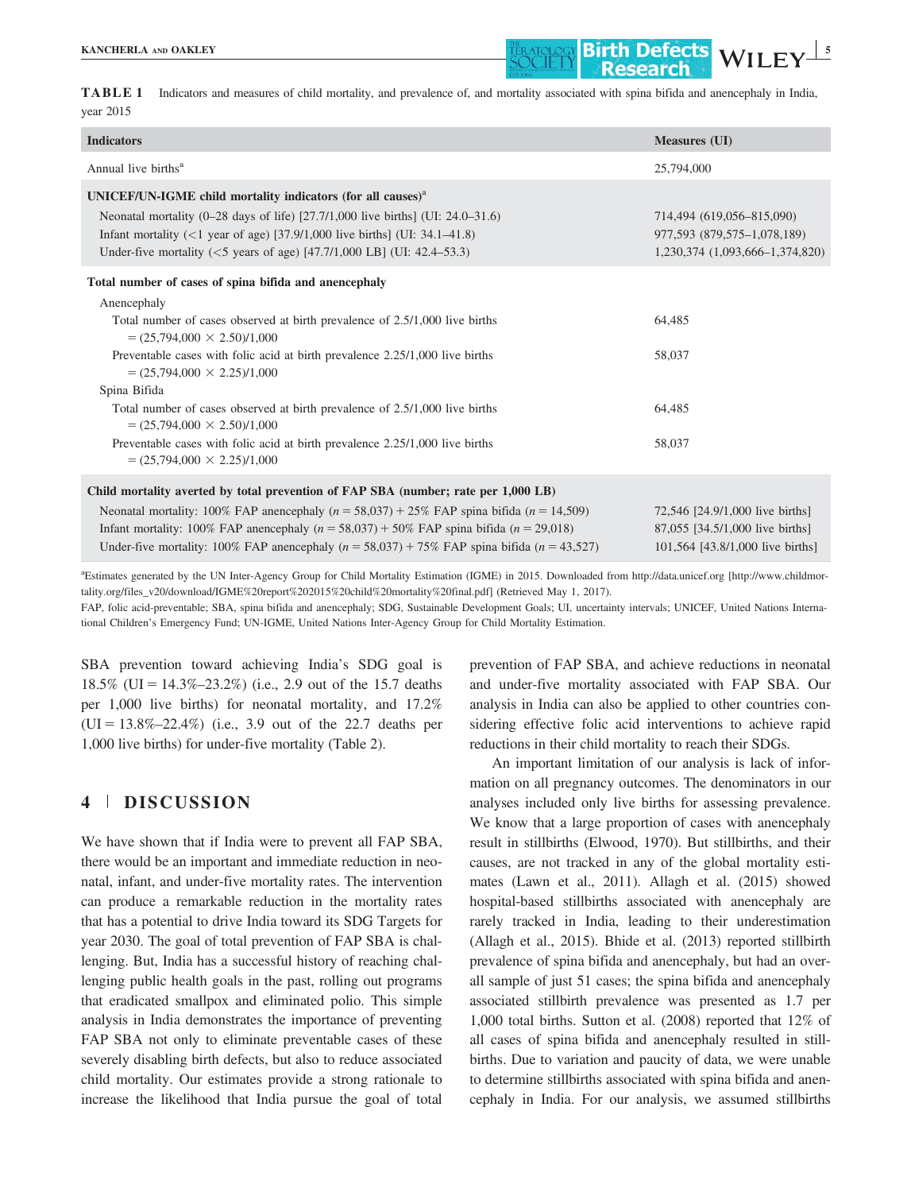**TABLE 1** Indicators and measures of child mortality, and prevalence of, and mortality associated with spina bifida and anencephaly in India, year 2015

| Indicators | Measures (UI) |
|---|---|
| Annual live births[a] | 25,794,000 |
| **UNICEF/UN-IGME child mortality indicators (for all causes)[a]** | |
| Neonatal mortality (0–28 days of life) [27.7/1,000 live births] (UI: 24.0–31.6) | 714,494 (619,056–815,090) |
| Infant mortality (<1 year of age) [37.9/1,000 live births] (UI: 34.1–41.8) | 977,593 (879,575–1,078,189) |
| Under-five mortality (<5 years of age) [47.7/1,000 LB] (UI: 42.4–53.3) | 1,230,374 (1,093,666–1,374,820) |
| **Total number of cases of spina bifida and anencephaly** | |
| Anencephaly | |
| Total number of cases observed at birth prevalence of 2.5/1,000 live births $= (25{,}794{,}000 \times 2.50)/1{,}000$ | 64,485 |
| Preventable cases with folic acid at birth prevalence 2.25/1,000 live births $= (25{,}794{,}000 \times 2.25)/1{,}000$ | 58,037 |
| Spina Bifida | |
| Total number of cases observed at birth prevalence of 2.5/1,000 live births $= (25{,}794{,}000 \times 2.50)/1{,}000$ | 64,485 |
| Preventable cases with folic acid at birth prevalence 2.25/1,000 live births $= (25{,}794{,}000 \times 2.25)/1{,}000$ | 58,037 |
| **Child mortality averted by total prevention of FAP SBA (number; rate per 1,000 LB)** | |
| Neonatal mortality: 100% FAP anencephaly ($n = 58{,}037$) + 25% FAP spina bifida ($n = 14{,}509$) | 72,546 [24.9/1,000 live births] |
| Infant mortality: 100% FAP anencephaly ($n = 58{,}037$) + 50% FAP spina bifida ($n = 29{,}018$) | 87,055 [34.5/1,000 live births] |
| Under-five mortality: 100% FAP anencephaly ($n = 58{,}037$) + 75% FAP spina bifida ($n = 43{,}527$) | 101,564 [43.8/1,000 live births] |

[a]Estimates generated by the UN Inter-Agency Group for Child Mortality Estimation (IGME) in 2015. Downloaded from http://data.unicef.org [http://www.childmortality.org/files_v20/download/IGME%20report%202015%20child%20mortality%20final.pdf] (Retrieved May 1, 2017).

FAP, folic acid-preventable; SBA, spina bifida and anencephaly; SDG, Sustainable Development Goals; UI, uncertainty intervals; UNICEF, United Nations International Children's Emergency Fund; UN-IGME, United Nations Inter-Agency Group for Child Mortality Estimation.

SBA prevention toward achieving India's SDG goal is 18.5% (UI = 14.3%–23.2%) (i.e., 2.9 out of the 15.7 deaths per 1,000 live births) for neonatal mortality, and 17.2% (UI = 13.8%–22.4%) (i.e., 3.9 out of the 22.7 deaths per 1,000 live births) for under-five mortality (Table 2).

## 4 | DISCUSSION

We have shown that if India were to prevent all FAP SBA, there would be an important and immediate reduction in neonatal, infant, and under-five mortality rates. The intervention can produce a remarkable reduction in the mortality rates that has a potential to drive India toward its SDG Targets for year 2030. The goal of total prevention of FAP SBA is challenging. But, India has a successful history of reaching challenging public health goals in the past, rolling out programs that eradicated smallpox and eliminated polio. This simple analysis in India demonstrates the importance of preventing FAP SBA not only to eliminate preventable cases of these severely disabling birth defects, but also to reduce associated child mortality. Our estimates provide a strong rationale to increase the likelihood that India pursue the goal of total prevention of FAP SBA, and achieve reductions in neonatal and under-five mortality associated with FAP SBA. Our analysis in India can also be applied to other countries considering effective folic acid interventions to achieve rapid reductions in their child mortality to reach their SDGs.

An important limitation of our analysis is lack of information on all pregnancy outcomes. The denominators in our analyses included only live births for assessing prevalence. We know that a large proportion of cases with anencephaly result in stillbirths (Elwood, 1970). But stillbirths, and their causes, are not tracked in any of the global mortality estimates (Lawn et al., 2011). Allagh et al. (2015) showed hospital-based stillbirths associated with anencephaly are rarely tracked in India, leading to their underestimation (Allagh et al., 2015). Bhide et al. (2013) reported stillbirth prevalence of spina bifida and anencephaly, but had an overall sample of just 51 cases; the spina bifida and anencephaly associated stillbirth prevalence was presented as 1.7 per 1,000 total births. Sutton et al. (2008) reported that 12% of all cases of spina bifida and anencephaly resulted in stillbirths. Due to variation and paucity of data, we were unable to determine stillbirths associated with spina bifida and anencephaly in India. For our analysis, we assumed stillbirths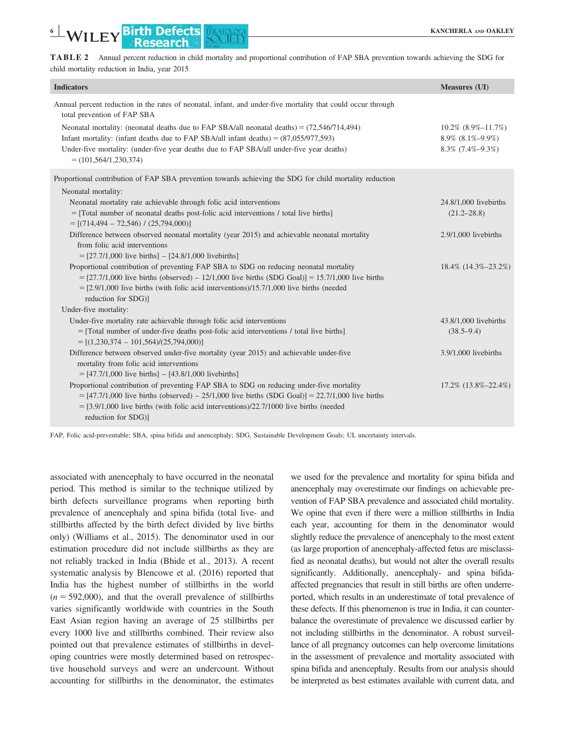**TABLE 2** Annual percent reduction in child mortality and proportional contribution of FAP SBA prevention towards achieving the SDG for child mortality reduction in India, year 2015

| Indicators | Measures (UI) |
|---|---|
| Annual percent reduction in the rates of neonatal, infant, and under-five mortality that could occur through total prevention of FAP SBA | |
| Neonatal mortality: (neonatal deaths due to FAP SBA/all neonatal deaths) = (72,546/714,494) | 10.2% (8.9%–11.7%) |
| Infant mortality: (infant deaths due to FAP SBA/all infant deaths) = (87,055/977,593) | 8.9% (8.1%–9.9%) |
| Under-five mortality: (under-five year deaths due to FAP SBA/all under-five year deaths) = (101,564/1,230,374) | 8.3% (7.4%–9.3%) |
| Proportional contribution of FAP SBA prevention towards achieving the SDG for child mortality reduction | |
| Neonatal mortality: | |
| Neonatal mortality rate achievable through folic acid interventions = [Total number of neonatal deaths post-folic acid interventions / total live births] = [(714,494 – 72,546) / (25,794,000)] | 24.8/1,000 livebirths (21.2–28.8) |
| Difference between observed neonatal mortality (year 2015) and achievable neonatal mortality from folic acid interventions = [27.7/1,000 live births] – [24.8/1,000 livebirths] | 2.9/1,000 livebirths |
| Proportional contribution of preventing FAP SBA to SDG on reducing neonatal mortality = [27.7/1,000 live births (observed) – 12/1,000 live births (SDG Goal)] = 15.7/1,000 live births = [2.9/1,000 live births (with folic acid interventions)/15.7/1,000 live births (needed reduction for SDG)] | 18.4% (14.3%–23.2%) |
| Under-five mortality: | |
| Under-five mortality rate achievable through folic acid interventions = [Total number of under-five deaths post-folic acid interventions / total live births] = [(1,230,374 – 101,564)/(25,794,000)] | 43.8/1,000 livebirths (38.5–9.4) |
| Difference between observed under-five mortality (year 2015) and achievable under-five mortality from folic acid interventions = [47.7/1,000 live births] – [43.8/1,000 livebirths] | 3.9/1,000 livebirths |
| Proportional contribution of preventing FAP SBA to SDG on reducing under-five mortality = [47.7/1,000 live births (observed) – 25/1,000 live births (SDG Goal)] = 22.7/1,000 live births = [3.9/1,000 live births (with folic acid interventions)/22.7/1000 live births (needed reduction for SDG)] | 17.2% (13.8%–22.4%) |

FAP, Folic acid-preventable; SBA, spina bifida and anencephaly; SDG, Sustainable Development Goals; UI, uncertainty intervals.

associated with anencephaly to have occurred in the neonatal period. This method is similar to the technique utilized by birth defects surveillance programs when reporting birth prevalence of anencephaly and spina bifida (total live- and stillbirths affected by the birth defect divided by live births only) (Williams et al., 2015). The denominator used in our estimation procedure did not include stillbirths as they are not reliably tracked in India (Bhide et al., 2013). A recent systematic analysis by Blencowe et al. (2016) reported that India has the highest number of stillbirths in the world ($n = 592{,}000$), and that the overall prevalence of stillbirths varies significantly worldwide with countries in the South East Asian region having an average of 25 stillbirths per every 1000 live and stillbirths combined. Their review also pointed out that prevalence estimates of stillbirths in developing countries were mostly determined based on retrospective household surveys and were an undercount. Without accounting for stillbirths in the denominator, the estimates we used for the prevalence and mortality for spina bifida and anencephaly may overestimate our findings on achievable prevention of FAP SBA prevalence and associated child mortality. We opine that even if there were a million stillbirths in India each year, accounting for them in the denominator would slightly reduce the prevalence of anencephaly to the most extent (as large proportion of anencephaly-affected fetus are misclassified as neonatal deaths), but would not alter the overall results significantly. Additionally, anencephaly- and spina bifida-affected pregnancies that result in still births are often underreported, which results in an underestimate of total prevalence of these defects. If this phenomenon is true in India, it can counterbalance the overestimate of prevalence we discussed earlier by not including stillbirths in the denominator. A robust surveillance of all pregnancy outcomes can help overcome limitations in the assessment of prevalence and mortality associated with spina bifida and anencephaly. Results from our analysis should be interpreted as best estimates available with current data, and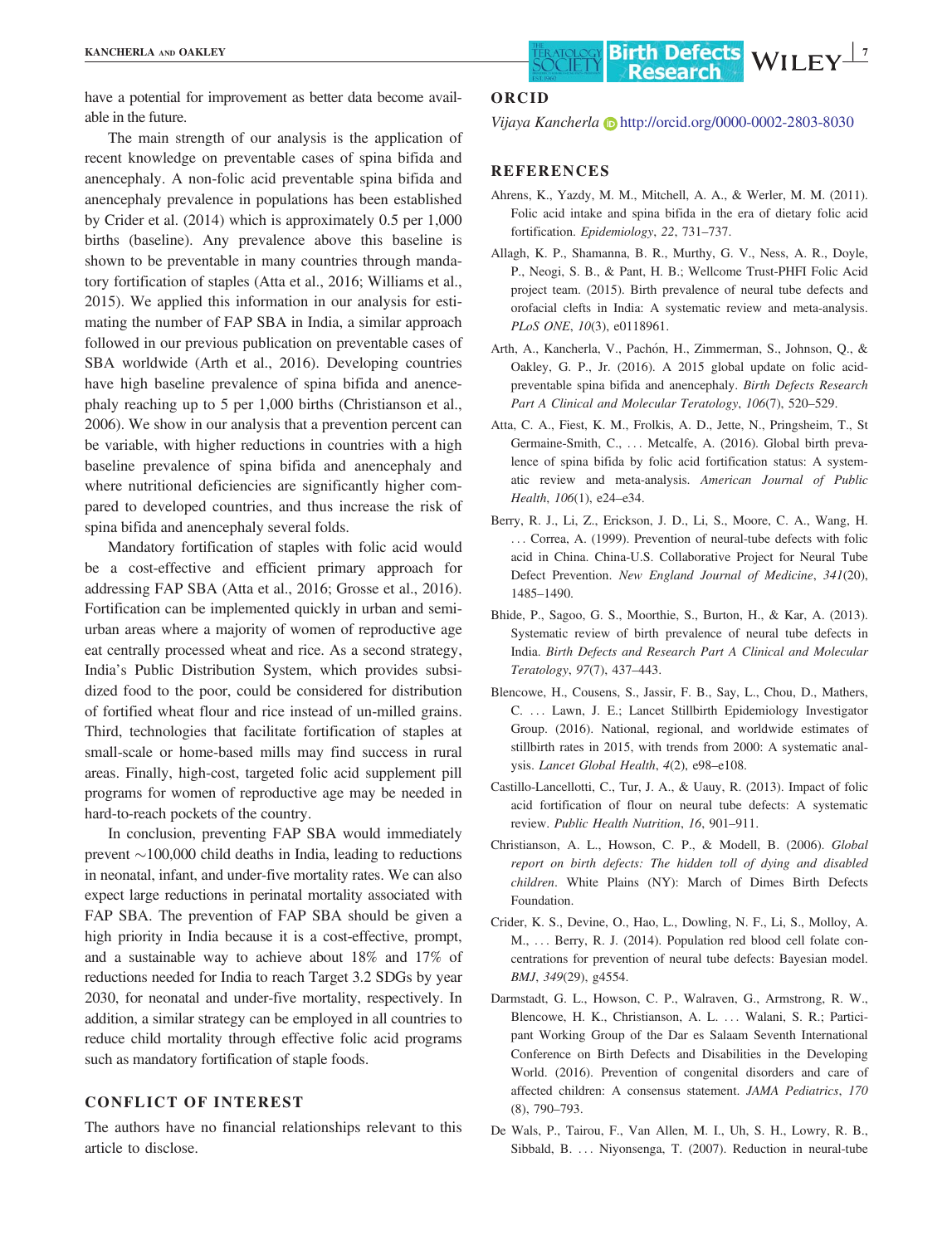have a potential for improvement as better data become available in the future.

The main strength of our analysis is the application of recent knowledge on preventable cases of spina bifida and anencephaly. A non-folic acid preventable spina bifida and anencephaly prevalence in populations has been established by Crider et al. (2014) which is approximately 0.5 per 1,000 births (baseline). Any prevalence above this baseline is shown to be preventable in many countries through mandatory fortification of staples (Atta et al., 2016; Williams et al., 2015). We applied this information in our analysis for estimating the number of FAP SBA in India, a similar approach followed in our previous publication on preventable cases of SBA worldwide (Arth et al., 2016). Developing countries have high baseline prevalence of spina bifida and anencephaly reaching up to 5 per 1,000 births (Christianson et al., 2006). We show in our analysis that a prevention percent can be variable, with higher reductions in countries with a high baseline prevalence of spina bifida and anencephaly and where nutritional deficiencies are significantly higher compared to developed countries, and thus increase the risk of spina bifida and anencephaly several folds.

Mandatory fortification of staples with folic acid would be a cost-effective and efficient primary approach for addressing FAP SBA (Atta et al., 2016; Grosse et al., 2016). Fortification can be implemented quickly in urban and semi-urban areas where a majority of women of reproductive age eat centrally processed wheat and rice. As a second strategy, India's Public Distribution System, which provides subsidized food to the poor, could be considered for distribution of fortified wheat flour and rice instead of un-milled grains. Third, technologies that facilitate fortification of staples at small-scale or home-based mills may find success in rural areas. Finally, high-cost, targeted folic acid supplement pill programs for women of reproductive age may be needed in hard-to-reach pockets of the country.

In conclusion, preventing FAP SBA would immediately prevent ~100,000 child deaths in India, leading to reductions in neonatal, infant, and under-five mortality rates. We can also expect large reductions in perinatal mortality associated with FAP SBA. The prevention of FAP SBA should be given a high priority in India because it is a cost-effective, prompt, and a sustainable way to achieve about 18% and 17% of reductions needed for India to reach Target 3.2 SDGs by year 2030, for neonatal and under-five mortality, respectively. In addition, a similar strategy can be employed in all countries to reduce child mortality through effective folic acid programs such as mandatory fortification of staple foods.

## CONFLICT OF INTEREST

The authors have no financial relationships relevant to this article to disclose.

## ORCID

*Vijaya Kancherla* http://orcid.org/0000-0002-2803-8030

## REFERENCES

Ahrens, K., Yazdy, M. M., Mitchell, A. A., & Werler, M. M. (2011). Folic acid intake and spina bifida in the era of dietary folic acid fortification. *Epidemiology*, *22*, 731–737.

Allagh, K. P., Shamanna, B. R., Murthy, G. V., Ness, A. R., Doyle, P., Neogi, S. B., & Pant, H. B.; Wellcome Trust-PHFI Folic Acid project team. (2015). Birth prevalence of neural tube defects and orofacial clefts in India: A systematic review and meta-analysis. *PLoS ONE*, *10*(3), e0118961.

Arth, A., Kancherla, V., Pachón, H., Zimmerman, S., Johnson, Q., & Oakley, G. P., Jr. (2016). A 2015 global update on folic acid-preventable spina bifida and anencephaly. *Birth Defects Research Part A Clinical and Molecular Teratology*, *106*(7), 520–529.

Atta, C. A., Fiest, K. M., Frolkis, A. D., Jette, N., Pringsheim, T., St Germaine-Smith, C., … Metcalfe, A. (2016). Global birth prevalence of spina bifida by folic acid fortification status: A systematic review and meta-analysis. *American Journal of Public Health*, *106*(1), e24–e34.

Berry, R. J., Li, Z., Erickson, J. D., Li, S., Moore, C. A., Wang, H. … Correa, A. (1999). Prevention of neural-tube defects with folic acid in China. China-U.S. Collaborative Project for Neural Tube Defect Prevention. *New England Journal of Medicine*, *341*(20), 1485–1490.

Bhide, P., Sagoo, G. S., Moorthie, S., Burton, H., & Kar, A. (2013). Systematic review of birth prevalence of neural tube defects in India. *Birth Defects and Research Part A Clinical and Molecular Teratology*, *97*(7), 437–443.

Blencowe, H., Cousens, S., Jassir, F. B., Say, L., Chou, D., Mathers, C. … Lawn, J. E.; Lancet Stillbirth Epidemiology Investigator Group. (2016). National, regional, and worldwide estimates of stillbirth rates in 2015, with trends from 2000: A systematic analysis. *Lancet Global Health*, *4*(2), e98–e108.

Castillo-Lancellotti, C., Tur, J. A., & Uauy, R. (2013). Impact of folic acid fortification of flour on neural tube defects: A systematic review. *Public Health Nutrition*, *16*, 901–911.

Christianson, A. L., Howson, C. P., & Modell, B. (2006). *Global report on birth defects: The hidden toll of dying and disabled children*. White Plains (NY): March of Dimes Birth Defects Foundation.

Crider, K. S., Devine, O., Hao, L., Dowling, N. F., Li, S., Molloy, A. M., … Berry, R. J. (2014). Population red blood cell folate concentrations for prevention of neural tube defects: Bayesian model. *BMJ*, *349*(29), g4554.

Darmstadt, G. L., Howson, C. P., Walraven, G., Armstrong, R. W., Blencowe, H. K., Christianson, A. L. … Walani, S. R.; Participant Working Group of the Dar es Salaam Seventh International Conference on Birth Defects and Disabilities in the Developing World. (2016). Prevention of congenital disorders and care of affected children: A consensus statement. *JAMA Pediatrics*, *170* (8), 790–793.

De Wals, P., Tairou, F., Van Allen, M. I., Uh, S. H., Lowry, R. B., Sibbald, B. … Niyonsenga, T. (2007). Reduction in neural-tube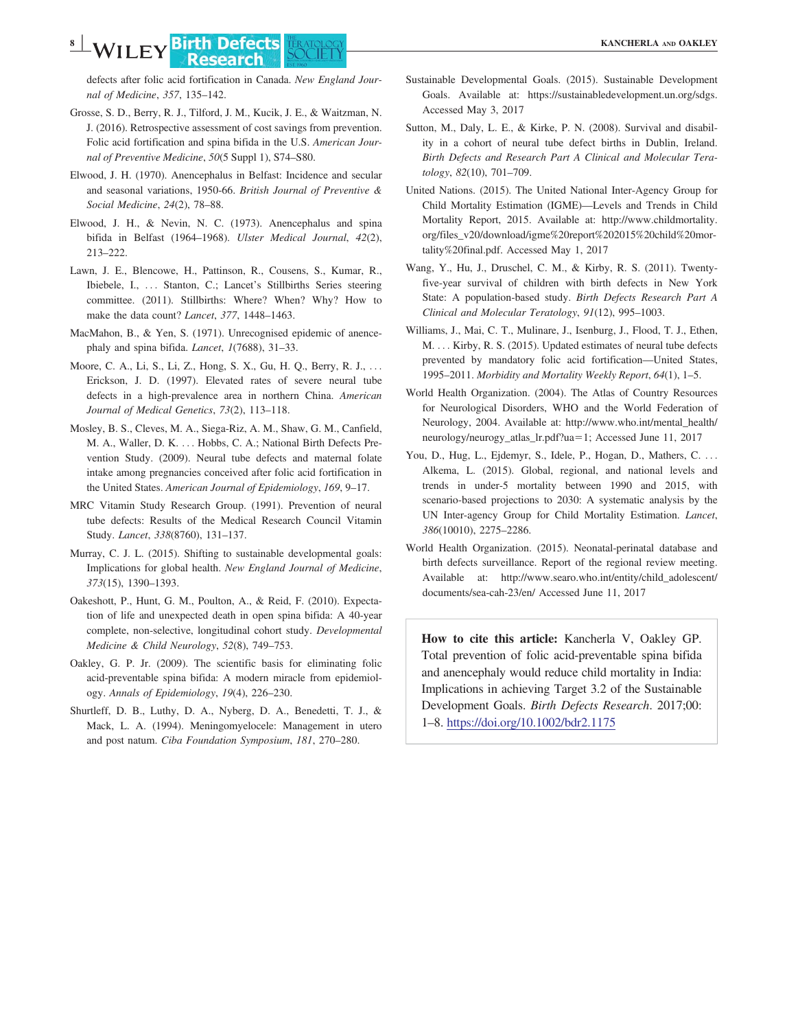defects after folic acid fortification in Canada. *New England Journal of Medicine*, *357*, 135–142.

Grosse, S. D., Berry, R. J., Tilford, J. M., Kucik, J. E., & Waitzman, N. J. (2016). Retrospective assessment of cost savings from prevention. Folic acid fortification and spina bifida in the U.S. *American Journal of Preventive Medicine*, *50*(5 Suppl 1), S74–S80.

Elwood, J. H. (1970). Anencephalus in Belfast: Incidence and secular and seasonal variations, 1950-66. *British Journal of Preventive & Social Medicine*, *24*(2), 78–88.

Elwood, J. H., & Nevin, N. C. (1973). Anencephalus and spina bifida in Belfast (1964–1968). *Ulster Medical Journal*, *42*(2), 213–222.

Lawn, J. E., Blencowe, H., Pattinson, R., Cousens, S., Kumar, R., Ibiebele, I., … Stanton, C.; Lancet's Stillbirths Series steering committee. (2011). Stillbirths: Where? When? Why? How to make the data count? *Lancet*, *377*, 1448–1463.

MacMahon, B., & Yen, S. (1971). Unrecognised epidemic of anencephaly and spina bifida. *Lancet*, *1*(7688), 31–33.

Moore, C. A., Li, S., Li, Z., Hong, S. X., Gu, H. Q., Berry, R. J., … Erickson, J. D. (1997). Elevated rates of severe neural tube defects in a high-prevalence area in northern China. *American Journal of Medical Genetics*, *73*(2), 113–118.

Mosley, B. S., Cleves, M. A., Siega-Riz, A. M., Shaw, G. M., Canfield, M. A., Waller, D. K. … Hobbs, C. A.; National Birth Defects Prevention Study. (2009). Neural tube defects and maternal folate intake among pregnancies conceived after folic acid fortification in the United States. *American Journal of Epidemiology*, *169*, 9–17.

MRC Vitamin Study Research Group. (1991). Prevention of neural tube defects: Results of the Medical Research Council Vitamin Study. *Lancet*, *338*(8760), 131–137.

Murray, C. J. L. (2015). Shifting to sustainable developmental goals: Implications for global health. *New England Journal of Medicine*, *373*(15), 1390–1393.

Oakeshott, P., Hunt, G. M., Poulton, A., & Reid, F. (2010). Expectation of life and unexpected death in open spina bifida: A 40-year complete, non-selective, longitudinal cohort study. *Developmental Medicine & Child Neurology*, *52*(8), 749–753.

Oakley, G. P. Jr. (2009). The scientific basis for eliminating folic acid-preventable spina bifida: A modern miracle from epidemiology. *Annals of Epidemiology*, *19*(4), 226–230.

Shurtleff, D. B., Luthy, D. A., Nyberg, D. A., Benedetti, T. J., & Mack, L. A. (1994). Meningomyelocele: Management in utero and post natum. *Ciba Foundation Symposium*, *181*, 270–280.

Sustainable Developmental Goals. (2015). Sustainable Development Goals. Available at: https://sustainabledevelopment.un.org/sdgs. Accessed May 3, 2017

Sutton, M., Daly, L. E., & Kirke, P. N. (2008). Survival and disability in a cohort of neural tube defect births in Dublin, Ireland. *Birth Defects and Research Part A Clinical and Molecular Teratology*, *82*(10), 701–709.

United Nations. (2015). The United National Inter-Agency Group for Child Mortality Estimation (IGME)—Levels and Trends in Child Mortality Report, 2015. Available at: http://www.childmortality.org/files_v20/download/igme%20report%202015%20child%20mortality%20final.pdf. Accessed May 1, 2017

Wang, Y., Hu, J., Druschel, C. M., & Kirby, R. S. (2011). Twenty-five-year survival of children with birth defects in New York State: A population-based study. *Birth Defects Research Part A Clinical and Molecular Teratology*, *91*(12), 995–1003.

Williams, J., Mai, C. T., Mulinare, J., Isenburg, J., Flood, T. J., Ethen, M. … Kirby, R. S. (2015). Updated estimates of neural tube defects prevented by mandatory folic acid fortification—United States, 1995–2011. *Morbidity and Mortality Weekly Report*, *64*(1), 1–5.

World Health Organization. (2004). The Atlas of Country Resources for Neurological Disorders, WHO and the World Federation of Neurology, 2004. Available at: http://www.who.int/mental_health/neurology/neurogy_atlas_lr.pdf?ua=1; Accessed June 11, 2017

You, D., Hug, L., Ejdemyr, S., Idele, P., Hogan, D., Mathers, C. … Alkema, L. (2015). Global, regional, and national levels and trends in under-5 mortality between 1990 and 2015, with scenario-based projections to 2030: A systematic analysis by the UN Inter-agency Group for Child Mortality Estimation. *Lancet*, *386*(10010), 2275–2286.

World Health Organization. (2015). Neonatal-perinatal database and birth defects surveillance. Report of the regional review meeting. Available at: http://www.searo.who.int/entity/child_adolescent/documents/sea-cah-23/en/ Accessed June 11, 2017

**How to cite this article:** Kancherla V, Oakley GP. Total prevention of folic acid-preventable spina bifida and anencephaly would reduce child mortality in India: Implications in achieving Target 3.2 of the Sustainable Development Goals. *Birth Defects Research*. 2017;00: 1–8. https://doi.org/10.1002/bdr2.1175